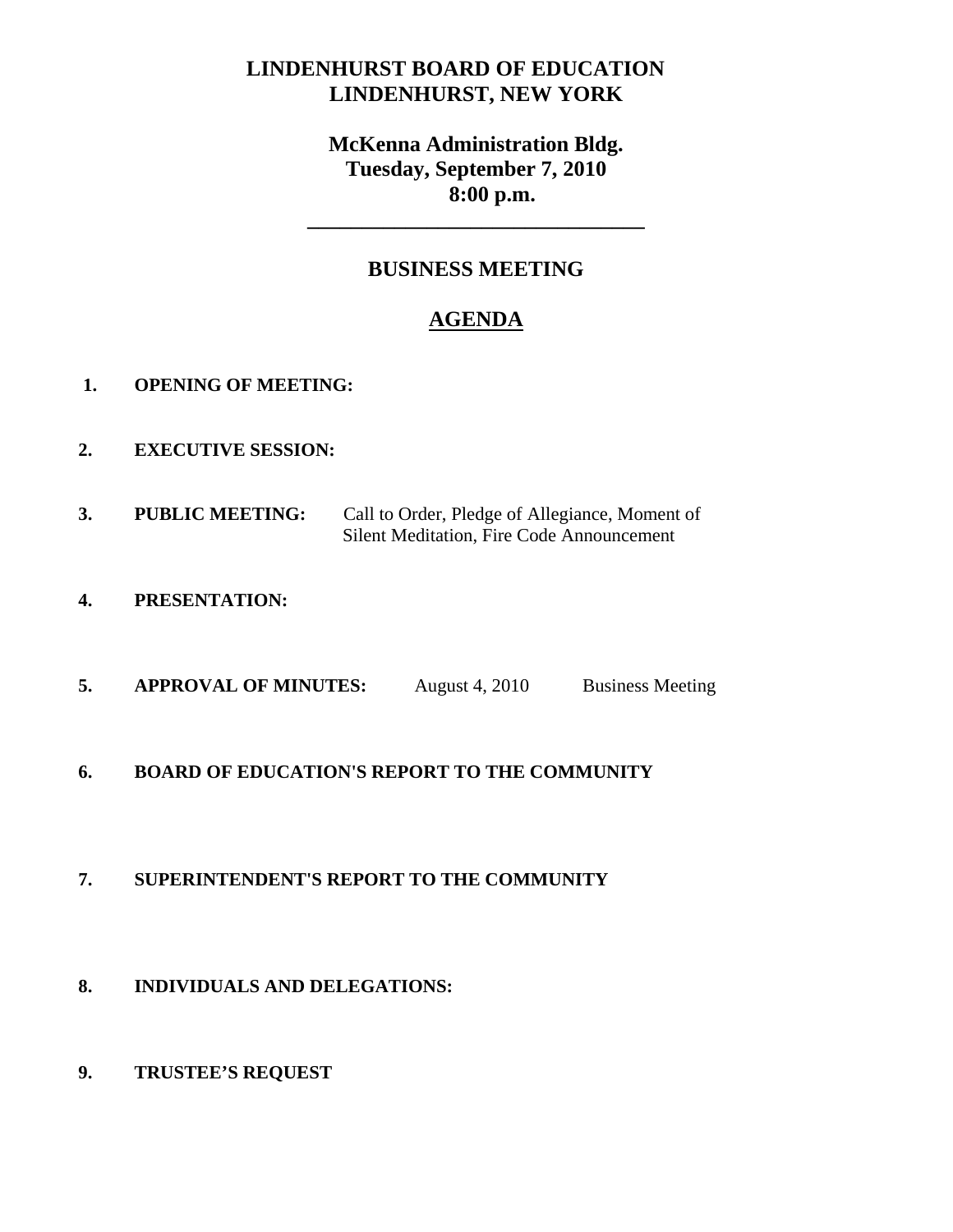# LINDENHURST BOARD OF EDUCATION
# LINDENHURST, NEW YORK

## McKenna Administration Bldg.
## Tuesday, September 7, 2010
## 8:00 p.m.

---

## BUSINESS MEETING

## AGENDA

1. **OPENING OF MEETING:**

2. **EXECUTIVE SESSION:**

3. **PUBLIC MEETING:** Call to Order, Pledge of Allegiance, Moment of Silent Meditation, Fire Code Announcement

4. **PRESENTATION:**

5. **APPROVAL OF MINUTES:** August 4, 2010 Business Meeting

6. **BOARD OF EDUCATION'S REPORT TO THE COMMUNITY**

7. **SUPERINTENDENT'S REPORT TO THE COMMUNITY**

8. **INDIVIDUALS AND DELEGATIONS:**

9. **TRUSTEE'S REQUEST**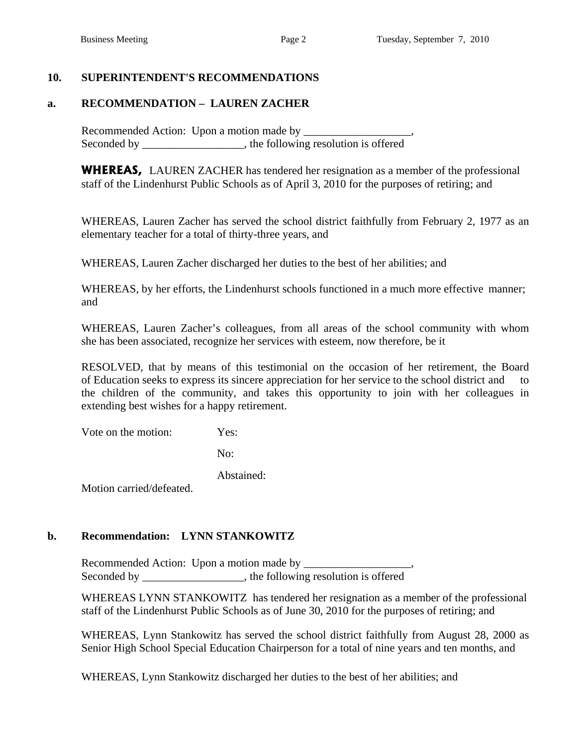## 10. SUPERINTENDENT'S RECOMMENDATIONS

### a. RECOMMENDATION – LAUREN ZACHER

Recommended Action: Upon a motion made by ___________________,
Seconded by __________________, the following resolution is offered

**WHEREAS,** LAUREN ZACHER has tendered her resignation as a member of the professional staff of the Lindenhurst Public Schools as of April 3, 2010 for the purposes of retiring; and

WHEREAS, Lauren Zacher has served the school district faithfully from February 2, 1977 as an elementary teacher for a total of thirty-three years, and

WHEREAS, Lauren Zacher discharged her duties to the best of her abilities; and

WHEREAS, by her efforts, the Lindenhurst schools functioned in a much more effective manner; and

WHEREAS, Lauren Zacher's colleagues, from all areas of the school community with whom she has been associated, recognize her services with esteem, now therefore, be it

RESOLVED, that by means of this testimonial on the occasion of her retirement, the Board of Education seeks to express its sincere appreciation for her service to the school district and to the children of the community, and takes this opportunity to join with her colleagues in extending best wishes for a happy retirement.

Vote on the motion: Yes:

No:

Abstained:

Motion carried/defeated.

### b. Recommendation: LYNN STANKOWITZ

Recommended Action: Upon a motion made by ___________________,
Seconded by __________________, the following resolution is offered

WHEREAS LYNN STANKOWITZ has tendered her resignation as a member of the professional staff of the Lindenhurst Public Schools as of June 30, 2010 for the purposes of retiring; and

WHEREAS, Lynn Stankowitz has served the school district faithfully from August 28, 2000 as Senior High School Special Education Chairperson for a total of nine years and ten months, and

WHEREAS, Lynn Stankowitz discharged her duties to the best of her abilities; and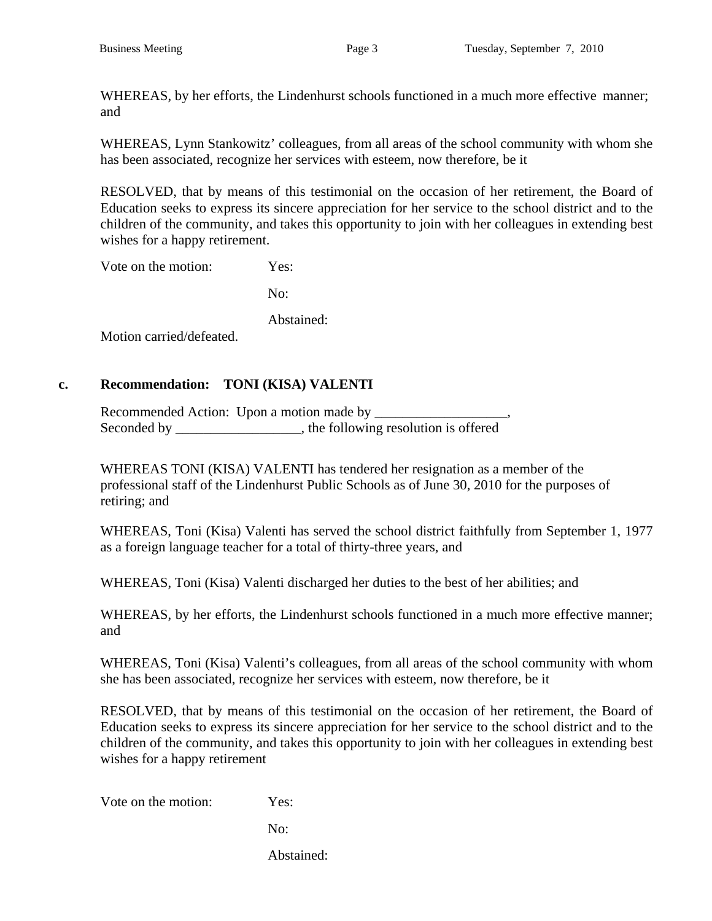WHEREAS, by her efforts, the Lindenhurst schools functioned in a much more effective manner; and

WHEREAS, Lynn Stankowitz' colleagues, from all areas of the school community with whom she has been associated, recognize her services with esteem, now therefore, be it

RESOLVED, that by means of this testimonial on the occasion of her retirement, the Board of Education seeks to express its sincere appreciation for her service to the school district and to the children of the community, and takes this opportunity to join with her colleagues in extending best wishes for a happy retirement.

Vote on the motion: Yes:

No:

Abstained:

Motion carried/defeated.

**c. Recommendation: TONI (KISA) VALENTI**

Recommended Action: Upon a motion made by ___________________, Seconded by __________________, the following resolution is offered

WHEREAS TONI (KISA) VALENTI has tendered her resignation as a member of the professional staff of the Lindenhurst Public Schools as of June 30, 2010 for the purposes of retiring; and

WHEREAS, Toni (Kisa) Valenti has served the school district faithfully from September 1, 1977 as a foreign language teacher for a total of thirty-three years, and

WHEREAS, Toni (Kisa) Valenti discharged her duties to the best of her abilities; and

WHEREAS, by her efforts, the Lindenhurst schools functioned in a much more effective manner; and

WHEREAS, Toni (Kisa) Valenti's colleagues, from all areas of the school community with whom she has been associated, recognize her services with esteem, now therefore, be it

RESOLVED, that by means of this testimonial on the occasion of her retirement, the Board of Education seeks to express its sincere appreciation for her service to the school district and to the children of the community, and takes this opportunity to join with her colleagues in extending best wishes for a happy retirement

Vote on the motion: Yes:

No:

Abstained: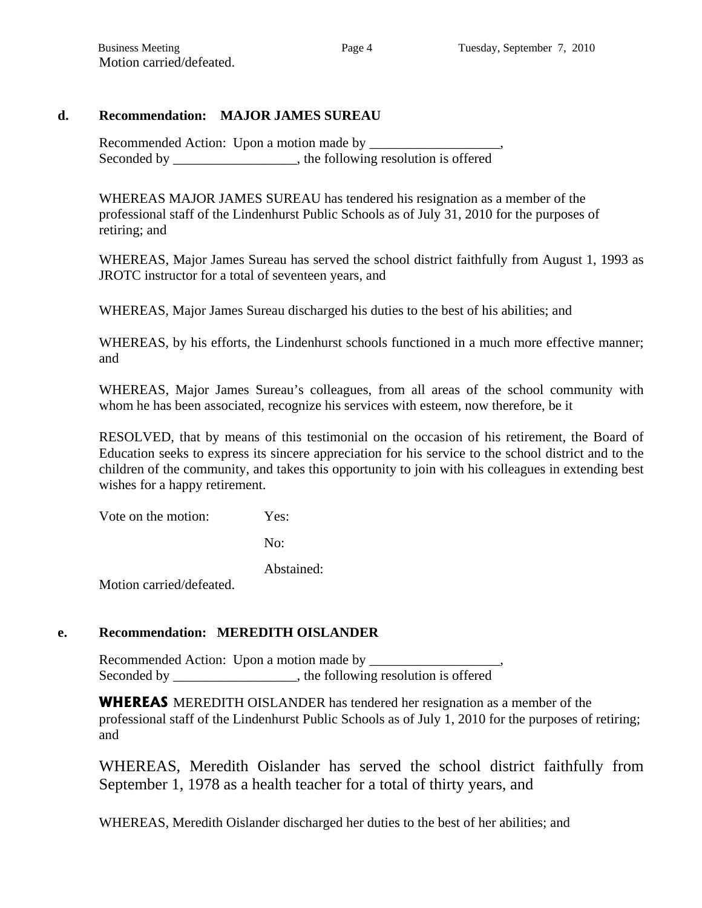Motion carried/defeated.

**d. Recommendation: MAJOR JAMES SUREAU**

Recommended Action: Upon a motion made by ___________________, Seconded by __________________, the following resolution is offered

WHEREAS MAJOR JAMES SUREAU has tendered his resignation as a member of the professional staff of the Lindenhurst Public Schools as of July 31, 2010 for the purposes of retiring; and

WHEREAS, Major James Sureau has served the school district faithfully from August 1, 1993 as JROTC instructor for a total of seventeen years, and

WHEREAS, Major James Sureau discharged his duties to the best of his abilities; and

WHEREAS, by his efforts, the Lindenhurst schools functioned in a much more effective manner; and

WHEREAS, Major James Sureau's colleagues, from all areas of the school community with whom he has been associated, recognize his services with esteem, now therefore, be it

RESOLVED, that by means of this testimonial on the occasion of his retirement, the Board of Education seeks to express its sincere appreciation for his service to the school district and to the children of the community, and takes this opportunity to join with his colleagues in extending best wishes for a happy retirement.

Vote on the motion: Yes:

No:

Abstained:

Motion carried/defeated.

**e. Recommendation: MEREDITH OISLANDER**

Recommended Action: Upon a motion made by ___________________, Seconded by __________________, the following resolution is offered

**WHEREAS** MEREDITH OISLANDER has tendered her resignation as a member of the professional staff of the Lindenhurst Public Schools as of July 1, 2010 for the purposes of retiring; and

WHEREAS, Meredith Oislander has served the school district faithfully from September 1, 1978 as a health teacher for a total of thirty years, and

WHEREAS, Meredith Oislander discharged her duties to the best of her abilities; and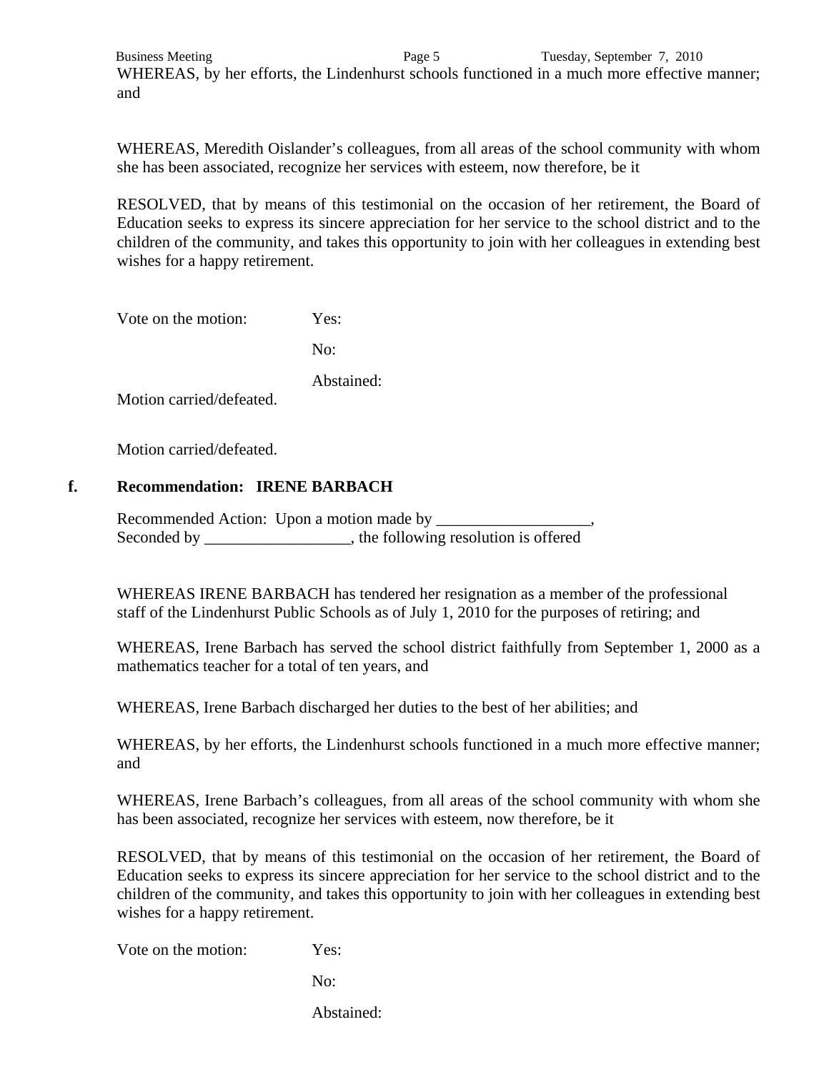WHEREAS, by her efforts, the Lindenhurst schools functioned in a much more effective manner; and

WHEREAS, Meredith Oislander's colleagues, from all areas of the school community with whom she has been associated, recognize her services with esteem, now therefore, be it

RESOLVED, that by means of this testimonial on the occasion of her retirement, the Board of Education seeks to express its sincere appreciation for her service to the school district and to the children of the community, and takes this opportunity to join with her colleagues in extending best wishes for a happy retirement.

Vote on the motion: Yes:

No:

Abstained:

Motion carried/defeated.

Motion carried/defeated.

**f. Recommendation: IRENE BARBACH**

Recommended Action: Upon a motion made by ___________________,
Seconded by __________________, the following resolution is offered

WHEREAS IRENE BARBACH has tendered her resignation as a member of the professional staff of the Lindenhurst Public Schools as of July 1, 2010 for the purposes of retiring; and

WHEREAS, Irene Barbach has served the school district faithfully from September 1, 2000 as a mathematics teacher for a total of ten years, and

WHEREAS, Irene Barbach discharged her duties to the best of her abilities; and

WHEREAS, by her efforts, the Lindenhurst schools functioned in a much more effective manner; and

WHEREAS, Irene Barbach's colleagues, from all areas of the school community with whom she has been associated, recognize her services with esteem, now therefore, be it

RESOLVED, that by means of this testimonial on the occasion of her retirement, the Board of Education seeks to express its sincere appreciation for her service to the school district and to the children of the community, and takes this opportunity to join with her colleagues in extending best wishes for a happy retirement.

Vote on the motion: Yes:

No:

Abstained: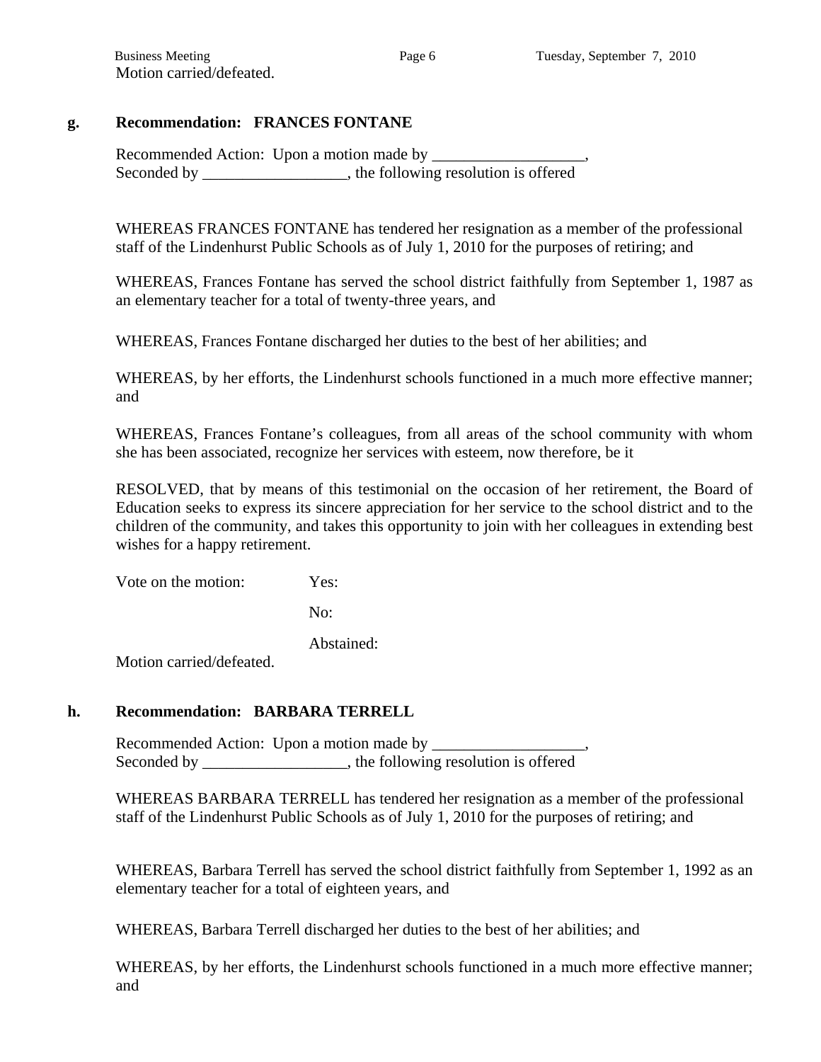Motion carried/defeated.

**g. Recommendation: FRANCES FONTANE**

Recommended Action: Upon a motion made by ___________________,
Seconded by __________________, the following resolution is offered

WHEREAS FRANCES FONTANE has tendered her resignation as a member of the professional staff of the Lindenhurst Public Schools as of July 1, 2010 for the purposes of retiring; and

WHEREAS, Frances Fontane has served the school district faithfully from September 1, 1987 as an elementary teacher for a total of twenty-three years, and

WHEREAS, Frances Fontane discharged her duties to the best of her abilities; and

WHEREAS, by her efforts, the Lindenhurst schools functioned in a much more effective manner; and

WHEREAS, Frances Fontane's colleagues, from all areas of the school community with whom she has been associated, recognize her services with esteem, now therefore, be it

RESOLVED, that by means of this testimonial on the occasion of her retirement, the Board of Education seeks to express its sincere appreciation for her service to the school district and to the children of the community, and takes this opportunity to join with her colleagues in extending best wishes for a happy retirement.

Vote on the motion: Yes:

No:

Abstained:

Motion carried/defeated.

**h. Recommendation: BARBARA TERRELL**

Recommended Action: Upon a motion made by ___________________,
Seconded by __________________, the following resolution is offered

WHEREAS BARBARA TERRELL has tendered her resignation as a member of the professional staff of the Lindenhurst Public Schools as of July 1, 2010 for the purposes of retiring; and

WHEREAS, Barbara Terrell has served the school district faithfully from September 1, 1992 as an elementary teacher for a total of eighteen years, and

WHEREAS, Barbara Terrell discharged her duties to the best of her abilities; and

WHEREAS, by her efforts, the Lindenhurst schools functioned in a much more effective manner; and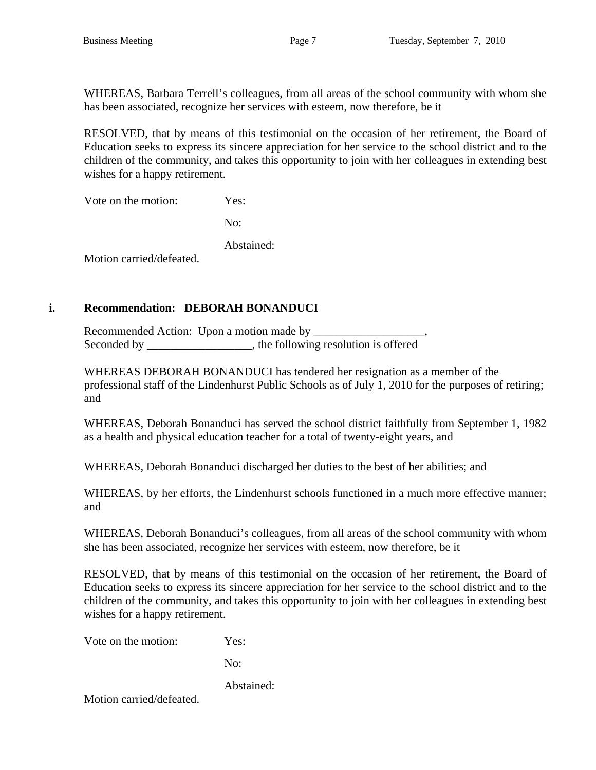WHEREAS, Barbara Terrell's colleagues, from all areas of the school community with whom she has been associated, recognize her services with esteem, now therefore, be it

RESOLVED, that by means of this testimonial on the occasion of her retirement, the Board of Education seeks to express its sincere appreciation for her service to the school district and to the children of the community, and takes this opportunity to join with her colleagues in extending best wishes for a happy retirement.

Vote on the motion: Yes:

No:

Abstained:

Motion carried/defeated.

### i. Recommendation: DEBORAH BONANDUCI

Recommended Action: Upon a motion made by ___________________,
Seconded by __________________, the following resolution is offered

WHEREAS DEBORAH BONANDUCI has tendered her resignation as a member of the professional staff of the Lindenhurst Public Schools as of July 1, 2010 for the purposes of retiring; and

WHEREAS, Deborah Bonanduci has served the school district faithfully from September 1, 1982 as a health and physical education teacher for a total of twenty-eight years, and

WHEREAS, Deborah Bonanduci discharged her duties to the best of her abilities; and

WHEREAS, by her efforts, the Lindenhurst schools functioned in a much more effective manner; and

WHEREAS, Deborah Bonanduci's colleagues, from all areas of the school community with whom she has been associated, recognize her services with esteem, now therefore, be it

RESOLVED, that by means of this testimonial on the occasion of her retirement, the Board of Education seeks to express its sincere appreciation for her service to the school district and to the children of the community, and takes this opportunity to join with her colleagues in extending best wishes for a happy retirement.

Vote on the motion: Yes:

No:

Abstained:

Motion carried/defeated.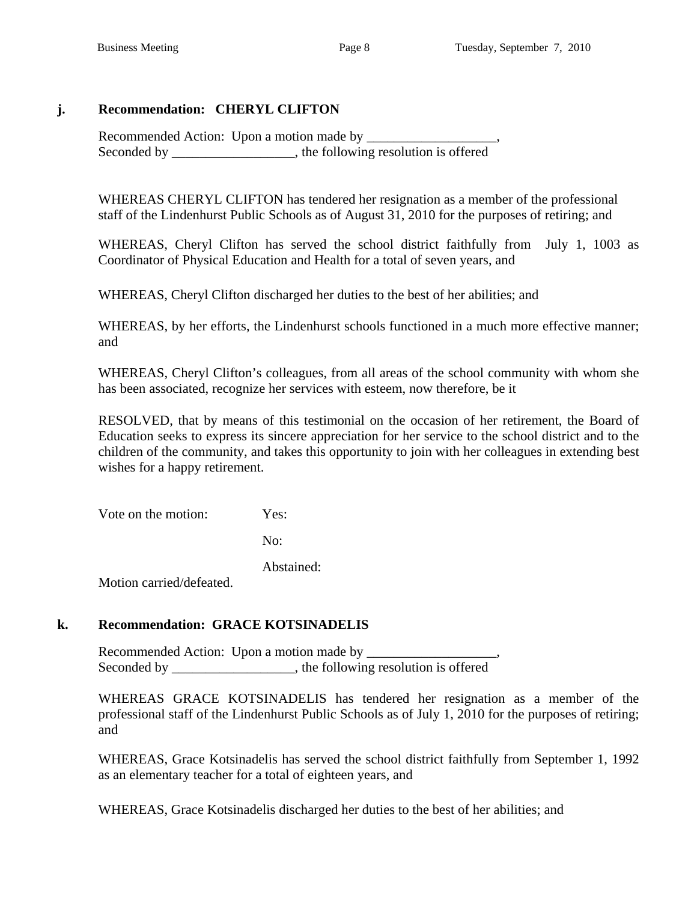**j. Recommendation: CHERYL CLIFTON**

Recommended Action: Upon a motion made by ___________________,
Seconded by __________________, the following resolution is offered

WHEREAS CHERYL CLIFTON has tendered her resignation as a member of the professional staff of the Lindenhurst Public Schools as of August 31, 2010 for the purposes of retiring; and

WHEREAS, Cheryl Clifton has served the school district faithfully from July 1, 1003 as Coordinator of Physical Education and Health for a total of seven years, and

WHEREAS, Cheryl Clifton discharged her duties to the best of her abilities; and

WHEREAS, by her efforts, the Lindenhurst schools functioned in a much more effective manner; and

WHEREAS, Cheryl Clifton's colleagues, from all areas of the school community with whom she has been associated, recognize her services with esteem, now therefore, be it

RESOLVED, that by means of this testimonial on the occasion of her retirement, the Board of Education seeks to express its sincere appreciation for her service to the school district and to the children of the community, and takes this opportunity to join with her colleagues in extending best wishes for a happy retirement.

Vote on the motion: Yes:

No:

Abstained:

Motion carried/defeated.

**k. Recommendation: GRACE KOTSINADELIS**

Recommended Action: Upon a motion made by ___________________,
Seconded by __________________, the following resolution is offered

WHEREAS GRACE KOTSINADELIS has tendered her resignation as a member of the professional staff of the Lindenhurst Public Schools as of July 1, 2010 for the purposes of retiring; and

WHEREAS, Grace Kotsinadelis has served the school district faithfully from September 1, 1992 as an elementary teacher for a total of eighteen years, and

WHEREAS, Grace Kotsinadelis discharged her duties to the best of her abilities; and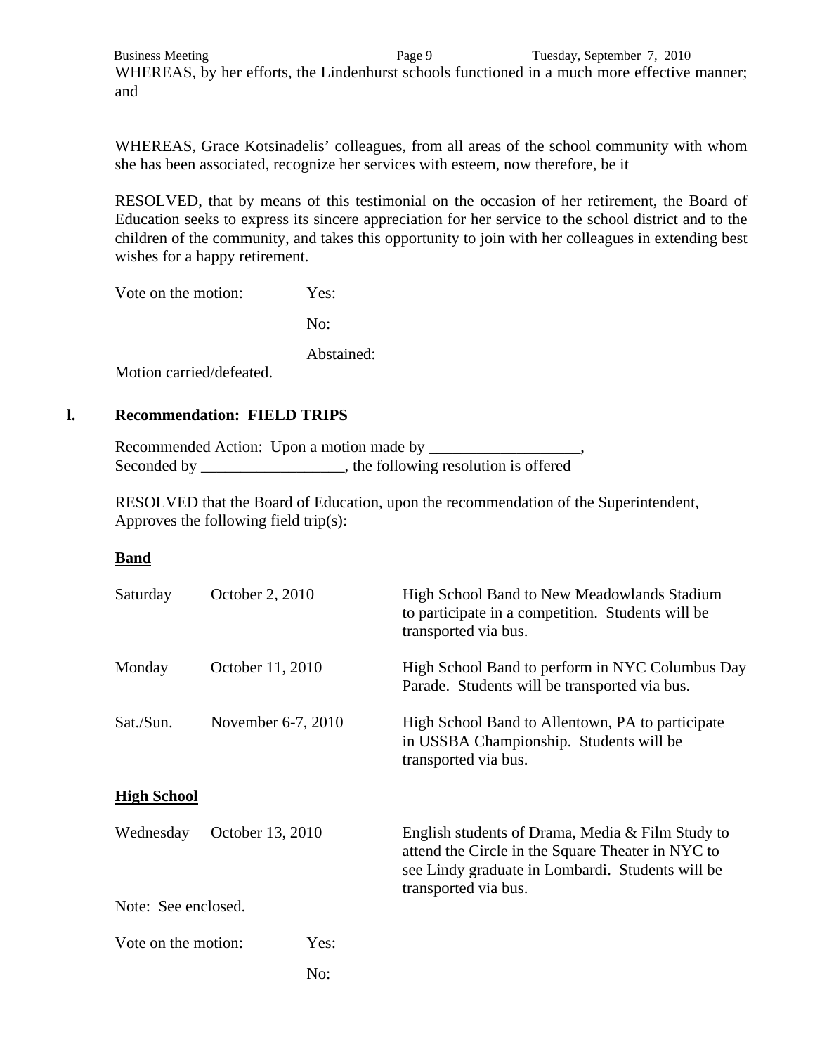WHEREAS, by her efforts, the Lindenhurst schools functioned in a much more effective manner; and

WHEREAS, Grace Kotsinadelis' colleagues, from all areas of the school community with whom she has been associated, recognize her services with esteem, now therefore, be it

RESOLVED, that by means of this testimonial on the occasion of her retirement, the Board of Education seeks to express its sincere appreciation for her service to the school district and to the children of the community, and takes this opportunity to join with her colleagues in extending best wishes for a happy retirement.

Vote on the motion: Yes:

No:

Abstained:

Motion carried/defeated.

## l. Recommendation: FIELD TRIPS

Recommended Action: Upon a motion made by ___________________, Seconded by __________________, the following resolution is offered

RESOLVED that the Board of Education, upon the recommendation of the Superintendent, Approves the following field trip(s):

**Band**

| | | |
|---|---|---|
| Saturday | October 2, 2010 | High School Band to New Meadowlands Stadium to participate in a competition. Students will be transported via bus. |
| Monday | October 11, 2010 | High School Band to perform in NYC Columbus Day Parade. Students will be transported via bus. |
| Sat./Sun. | November 6-7, 2010 | High School Band to Allentown, PA to participate in USSBA Championship. Students will be transported via bus. |

**High School**

| | | |
|---|---|---|
| Wednesday | October 13, 2010 | English students of Drama, Media & Film Study to attend the Circle in the Square Theater in NYC to see Lindy graduate in Lombardi. Students will be transported via bus. |

Note: See enclosed.

Vote on the motion: Yes:

No: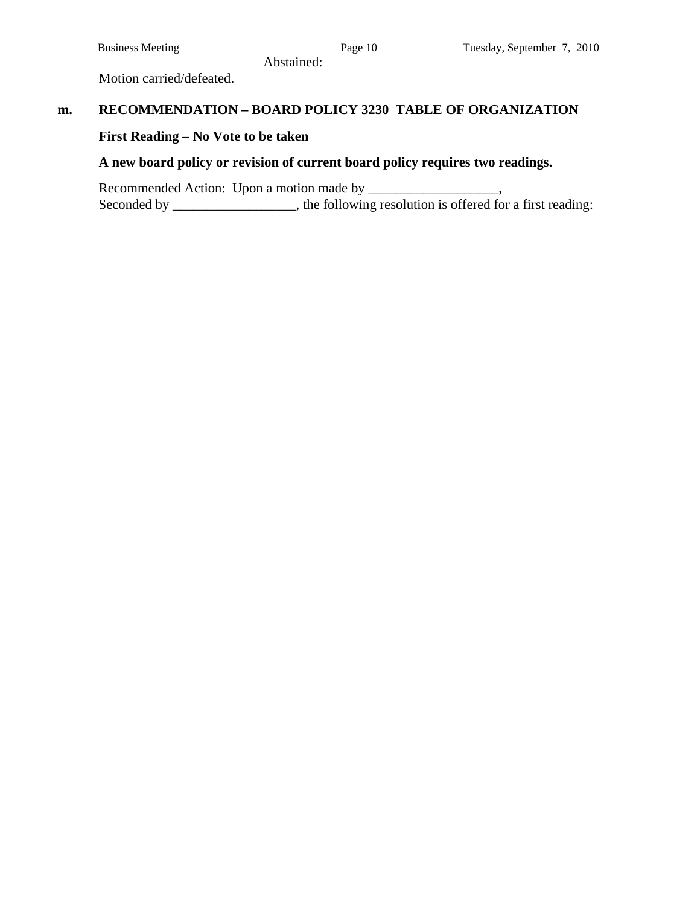Abstained:

Motion carried/defeated.

## m. RECOMMENDATION – BOARD POLICY 3230 TABLE OF ORGANIZATION

**First Reading – No Vote to be taken**

**A new board policy or revision of current board policy requires two readings.**

Recommended Action: Upon a motion made by ___________________,
Seconded by __________________, the following resolution is offered for a first reading: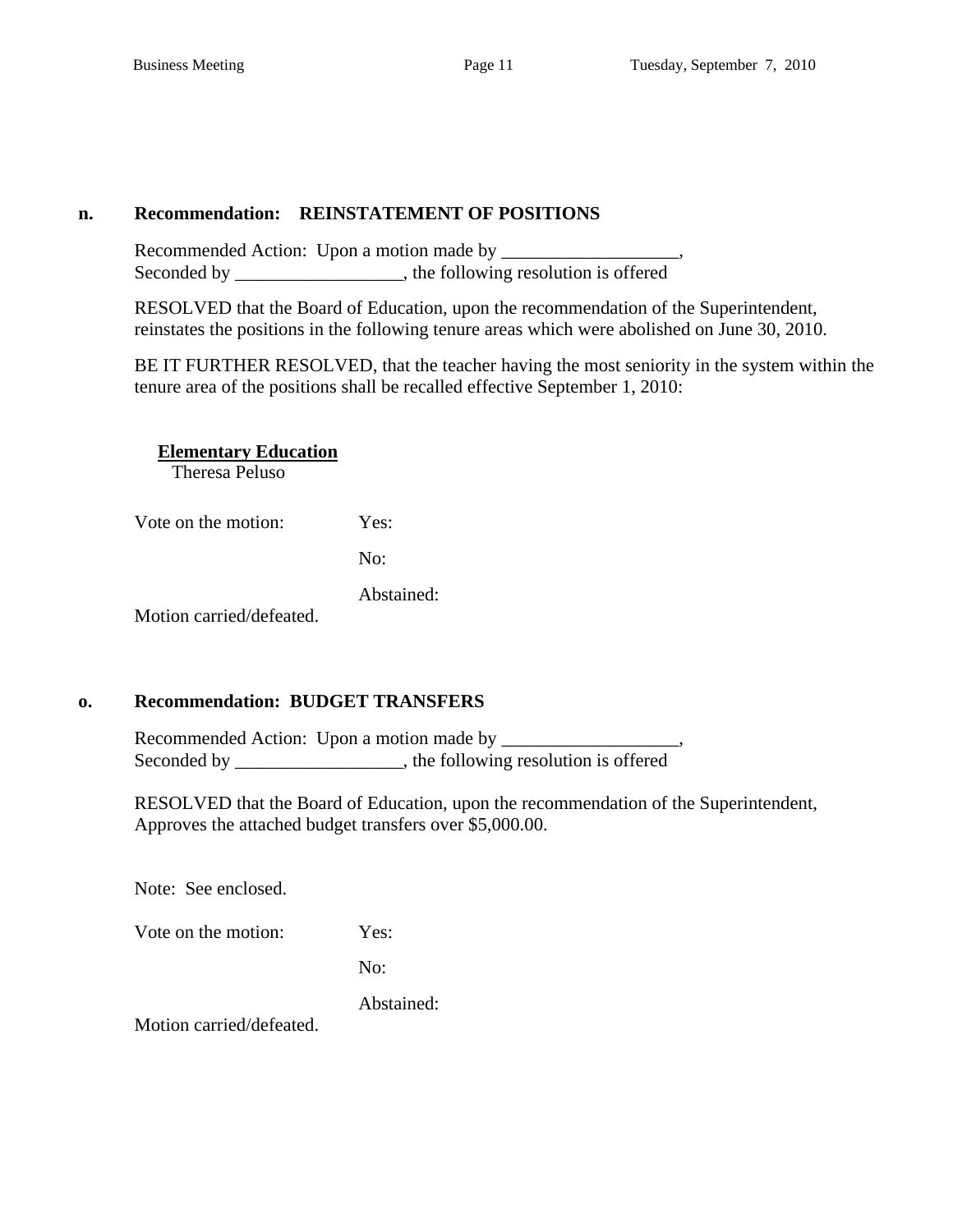**n. Recommendation: REINSTATEMENT OF POSITIONS**

Recommended Action: Upon a motion made by ___________________,
Seconded by __________________, the following resolution is offered

RESOLVED that the Board of Education, upon the recommendation of the Superintendent, reinstates the positions in the following tenure areas which were abolished on June 30, 2010.

BE IT FURTHER RESOLVED, that the teacher having the most seniority in the system within the tenure area of the positions shall be recalled effective September 1, 2010:

**Elementary Education**
Theresa Peluso

Vote on the motion: Yes:

No:

Abstained:

Motion carried/defeated.

**o. Recommendation: BUDGET TRANSFERS**

Recommended Action: Upon a motion made by ___________________,
Seconded by __________________, the following resolution is offered

RESOLVED that the Board of Education, upon the recommendation of the Superintendent, Approves the attached budget transfers over $5,000.00.

Note: See enclosed.

Vote on the motion: Yes:

No:

Abstained:

Motion carried/defeated.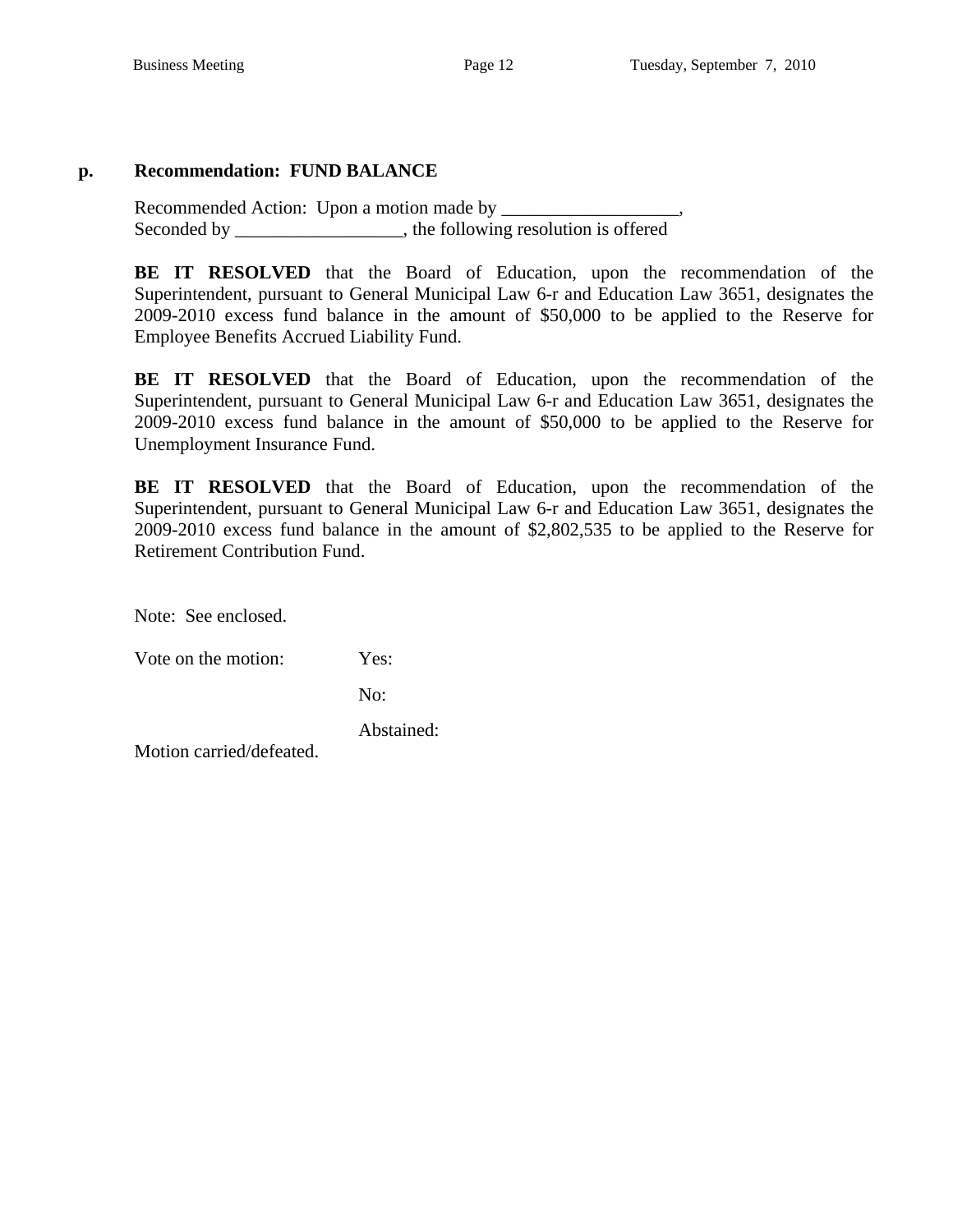### p. Recommendation: FUND BALANCE

Recommended Action: Upon a motion made by ___________________,
Seconded by __________________, the following resolution is offered

**BE IT RESOLVED** that the Board of Education, upon the recommendation of the Superintendent, pursuant to General Municipal Law 6-r and Education Law 3651, designates the 2009-2010 excess fund balance in the amount of $50,000 to be applied to the Reserve for Employee Benefits Accrued Liability Fund.

**BE IT RESOLVED** that the Board of Education, upon the recommendation of the Superintendent, pursuant to General Municipal Law 6-r and Education Law 3651, designates the 2009-2010 excess fund balance in the amount of $50,000 to be applied to the Reserve for Unemployment Insurance Fund.

**BE IT RESOLVED** that the Board of Education, upon the recommendation of the Superintendent, pursuant to General Municipal Law 6-r and Education Law 3651, designates the 2009-2010 excess fund balance in the amount of $2,802,535 to be applied to the Reserve for Retirement Contribution Fund.

Note: See enclosed.

Vote on the motion: Yes:

No:

Abstained:

Motion carried/defeated.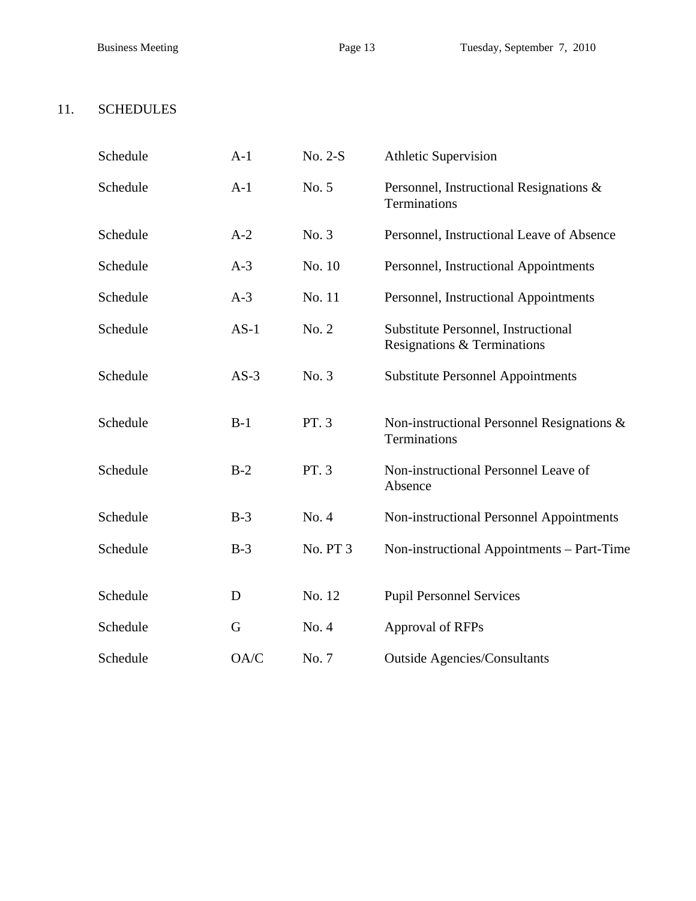## 11. SCHEDULES

| | | | |
|---|---|---|---|
| Schedule | A-1 | No. 2-S | Athletic Supervision |
| Schedule | A-1 | No. 5 | Personnel, Instructional Resignations & Terminations |
| Schedule | A-2 | No. 3 | Personnel, Instructional Leave of Absence |
| Schedule | A-3 | No. 10 | Personnel, Instructional Appointments |
| Schedule | A-3 | No. 11 | Personnel, Instructional Appointments |
| Schedule | AS-1 | No. 2 | Substitute Personnel, Instructional Resignations & Terminations |
| Schedule | AS-3 | No. 3 | Substitute Personnel Appointments |
| Schedule | B-1 | PT. 3 | Non-instructional Personnel Resignations & Terminations |
| Schedule | B-2 | PT. 3 | Non-instructional Personnel Leave of Absence |
| Schedule | B-3 | No. 4 | Non-instructional Personnel Appointments |
| Schedule | B-3 | No. PT 3 | Non-instructional Appointments – Part-Time |
| Schedule | D | No. 12 | Pupil Personnel Services |
| Schedule | G | No. 4 | Approval of RFPs |
| Schedule | OA/C | No. 7 | Outside Agencies/Consultants |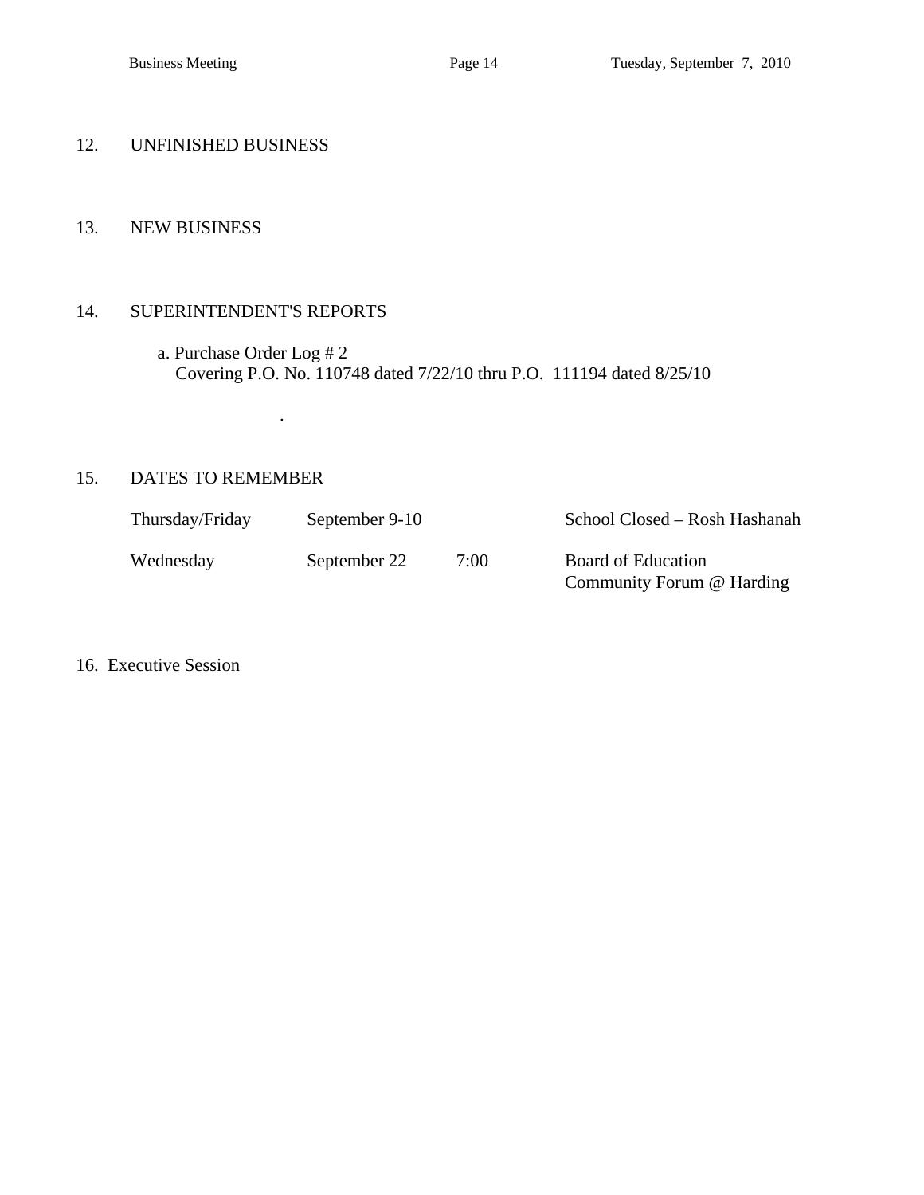12. UNFINISHED BUSINESS

13. NEW BUSINESS

14. SUPERINTENDENT'S REPORTS

a. Purchase Order Log # 2
Covering P.O. No. 110748 dated 7/22/10 thru P.O. 111194 dated 8/25/10

.

15. DATES TO REMEMBER

| | | | |
|---|---|---|---|
| Thursday/Friday | September 9-10 | | School Closed – Rosh Hashanah |
| Wednesday | September 22 | 7:00 | Board of Education Community Forum @ Harding |

16. Executive Session